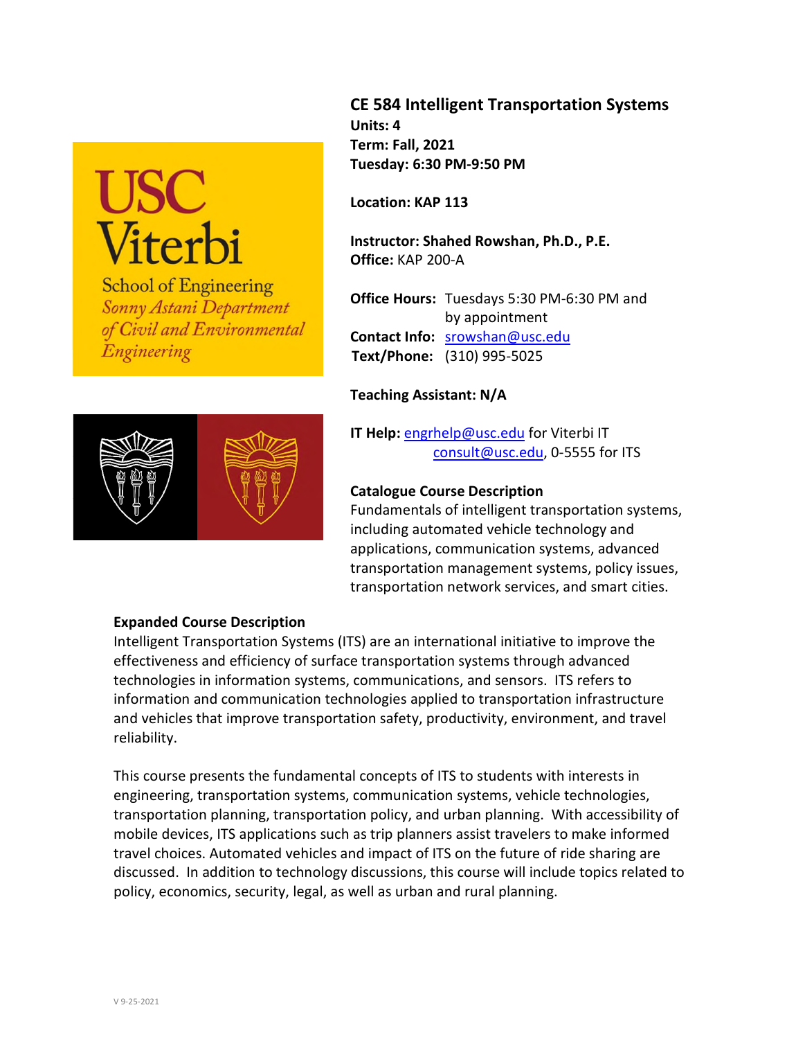# CE 584 Intelligent Transportation Systems

**Units: 4**
**Term: Fall, 2021**
**Tuesday: 6:30 PM-9:50 PM**

**Location: KAP 113**

**Instructor: Shahed Rowshan, Ph.D., P.E.**
**Office:** KAP 200-A

**Office Hours:** Tuesdays 5:30 PM-6:30 PM and by appointment
**Contact Info:** srowshan@usc.edu
**Text/Phone:** (310) 995-5025

**Teaching Assistant: N/A**

**IT Help:** engrhelp@usc.edu for Viterbi IT
consult@usc.edu, 0-5555 for ITS

## Catalogue Course Description

Fundamentals of intelligent transportation systems, including automated vehicle technology and applications, communication systems, advanced transportation management systems, policy issues, transportation network services, and smart cities.

## Expanded Course Description

Intelligent Transportation Systems (ITS) are an international initiative to improve the effectiveness and efficiency of surface transportation systems through advanced technologies in information systems, communications, and sensors. ITS refers to information and communication technologies applied to transportation infrastructure and vehicles that improve transportation safety, productivity, environment, and travel reliability.

This course presents the fundamental concepts of ITS to students with interests in engineering, transportation systems, communication systems, vehicle technologies, transportation planning, transportation policy, and urban planning. With accessibility of mobile devices, ITS applications such as trip planners assist travelers to make informed travel choices. Automated vehicles and impact of ITS on the future of ride sharing are discussed. In addition to technology discussions, this course will include topics related to policy, economics, security, legal, as well as urban and rural planning.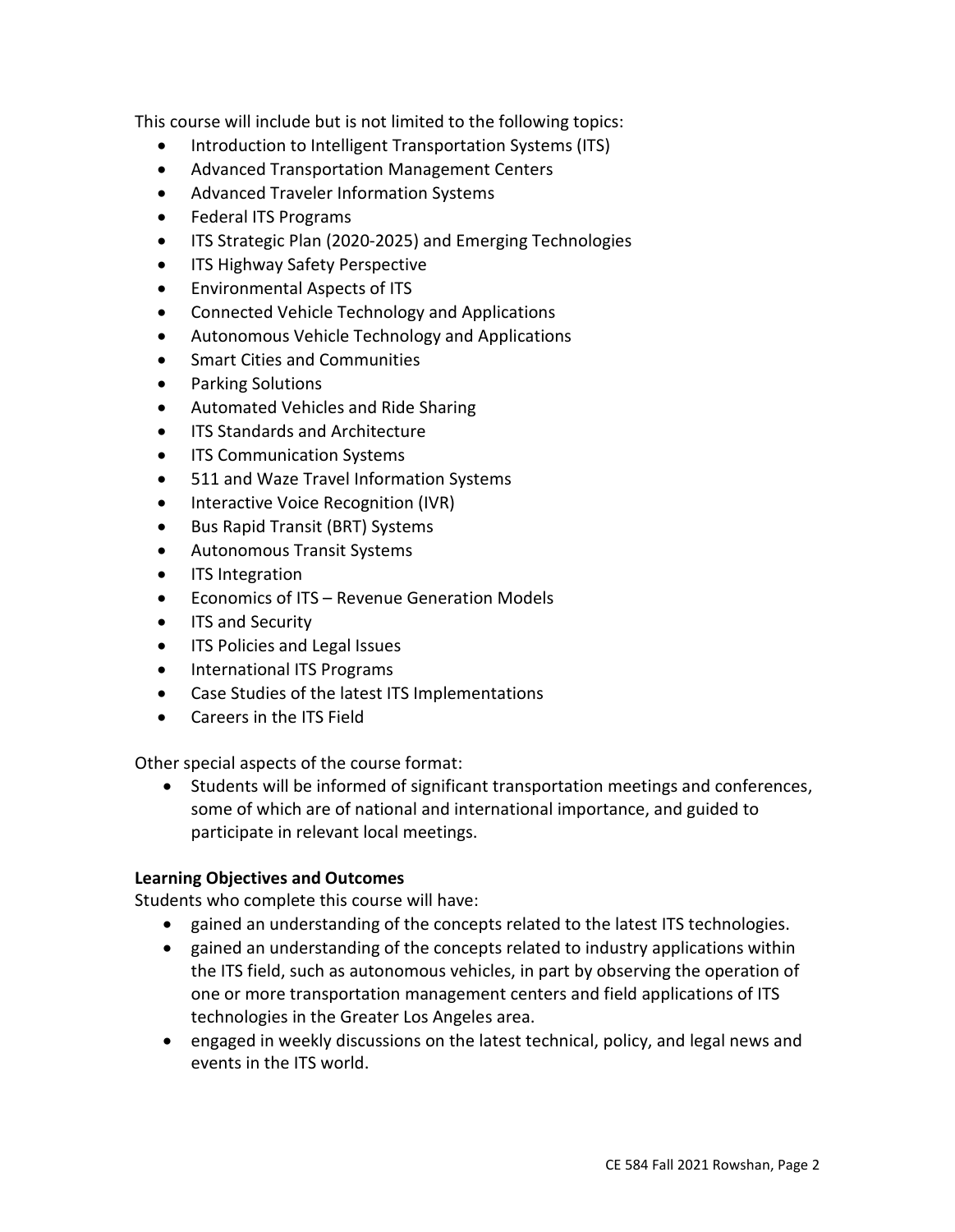This course will include but is not limited to the following topics:

- Introduction to Intelligent Transportation Systems (ITS)
- Advanced Transportation Management Centers
- Advanced Traveler Information Systems
- Federal ITS Programs
- ITS Strategic Plan (2020-2025) and Emerging Technologies
- ITS Highway Safety Perspective
- Environmental Aspects of ITS
- Connected Vehicle Technology and Applications
- Autonomous Vehicle Technology and Applications
- Smart Cities and Communities
- Parking Solutions
- Automated Vehicles and Ride Sharing
- ITS Standards and Architecture
- ITS Communication Systems
- 511 and Waze Travel Information Systems
- Interactive Voice Recognition (IVR)
- Bus Rapid Transit (BRT) Systems
- Autonomous Transit Systems
- ITS Integration
- Economics of ITS – Revenue Generation Models
- ITS and Security
- ITS Policies and Legal Issues
- International ITS Programs
- Case Studies of the latest ITS Implementations
- Careers in the ITS Field

Other special aspects of the course format:

- Students will be informed of significant transportation meetings and conferences, some of which are of national and international importance, and guided to participate in relevant local meetings.

**Learning Objectives and Outcomes**

Students who complete this course will have:

- gained an understanding of the concepts related to the latest ITS technologies.
- gained an understanding of the concepts related to industry applications within the ITS field, such as autonomous vehicles, in part by observing the operation of one or more transportation management centers and field applications of ITS technologies in the Greater Los Angeles area.
- engaged in weekly discussions on the latest technical, policy, and legal news and events in the ITS world.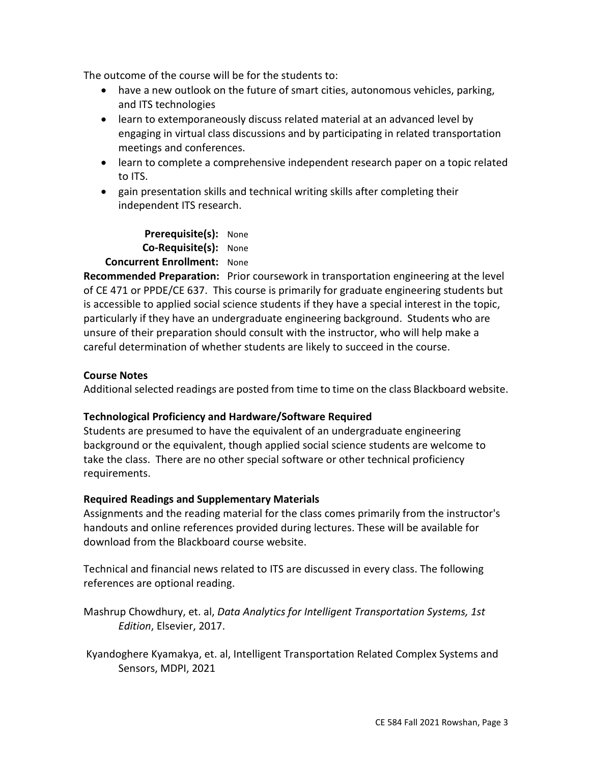The outcome of the course will be for the students to:

- have a new outlook on the future of smart cities, autonomous vehicles, parking, and ITS technologies
- learn to extemporaneously discuss related material at an advanced level by engaging in virtual class discussions and by participating in related transportation meetings and conferences.
- learn to complete a comprehensive independent research paper on a topic related to ITS.
- gain presentation skills and technical writing skills after completing their independent ITS research.

**Prerequisite(s):** None
**Co-Requisite(s):** None
**Concurrent Enrollment:** None
**Recommended Preparation:** Prior coursework in transportation engineering at the level of CE 471 or PPDE/CE 637. This course is primarily for graduate engineering students but is accessible to applied social science students if they have a special interest in the topic, particularly if they have an undergraduate engineering background. Students who are unsure of their preparation should consult with the instructor, who will help make a careful determination of whether students are likely to succeed in the course.

**Course Notes**
Additional selected readings are posted from time to time on the class Blackboard website.

**Technological Proficiency and Hardware/Software Required**
Students are presumed to have the equivalent of an undergraduate engineering background or the equivalent, though applied social science students are welcome to take the class. There are no other special software or other technical proficiency requirements.

**Required Readings and Supplementary Materials**
Assignments and the reading material for the class comes primarily from the instructor's handouts and online references provided during lectures. These will be available for download from the Blackboard course website.

Technical and financial news related to ITS are discussed in every class. The following references are optional reading.

Mashrup Chowdhury, et. al, *Data Analytics for Intelligent Transportation Systems, 1st Edition*, Elsevier, 2017.

Kyandoghere Kyamakya, et. al, Intelligent Transportation Related Complex Systems and Sensors, MDPI, 2021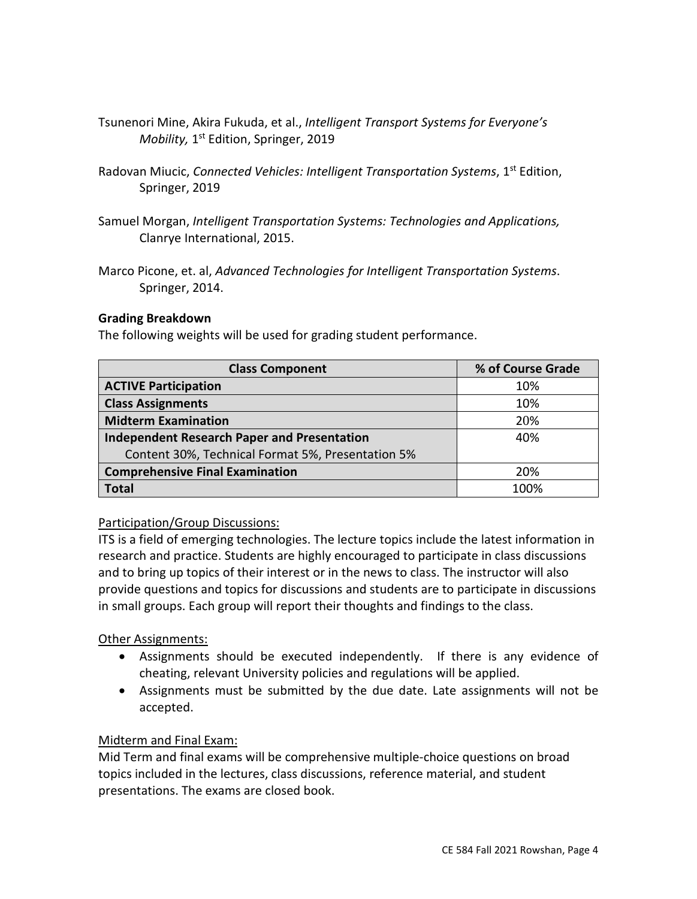Tsunenori Mine, Akira Fukuda, et al., *Intelligent Transport Systems for Everyone's Mobility,* 1st Edition, Springer, 2019

Radovan Miucic, *Connected Vehicles: Intelligent Transportation Systems*, 1st Edition, Springer, 2019

Samuel Morgan, *Intelligent Transportation Systems: Technologies and Applications,* Clanrye International, 2015.

Marco Picone, et. al, *Advanced Technologies for Intelligent Transportation Systems*. Springer, 2014.

**Grading Breakdown**

The following weights will be used for grading student performance.

| Class Component | % of Course Grade |
|---|---|
| **ACTIVE Participation** | 10% |
| **Class Assignments** | 10% |
| **Midterm Examination** | 20% |
| **Independent Research Paper and Presentation** Content 30%, Technical Format 5%, Presentation 5% | 40% |
| **Comprehensive Final Examination** | 20% |
| **Total** | 100% |

Participation/Group Discussions:

ITS is a field of emerging technologies. The lecture topics include the latest information in research and practice. Students are highly encouraged to participate in class discussions and to bring up topics of their interest or in the news to class. The instructor will also provide questions and topics for discussions and students are to participate in discussions in small groups. Each group will report their thoughts and findings to the class.

Other Assignments:

- Assignments should be executed independently. If there is any evidence of cheating, relevant University policies and regulations will be applied.
- Assignments must be submitted by the due date. Late assignments will not be accepted.

Midterm and Final Exam:

Mid Term and final exams will be comprehensive multiple-choice questions on broad topics included in the lectures, class discussions, reference material, and student presentations. The exams are closed book.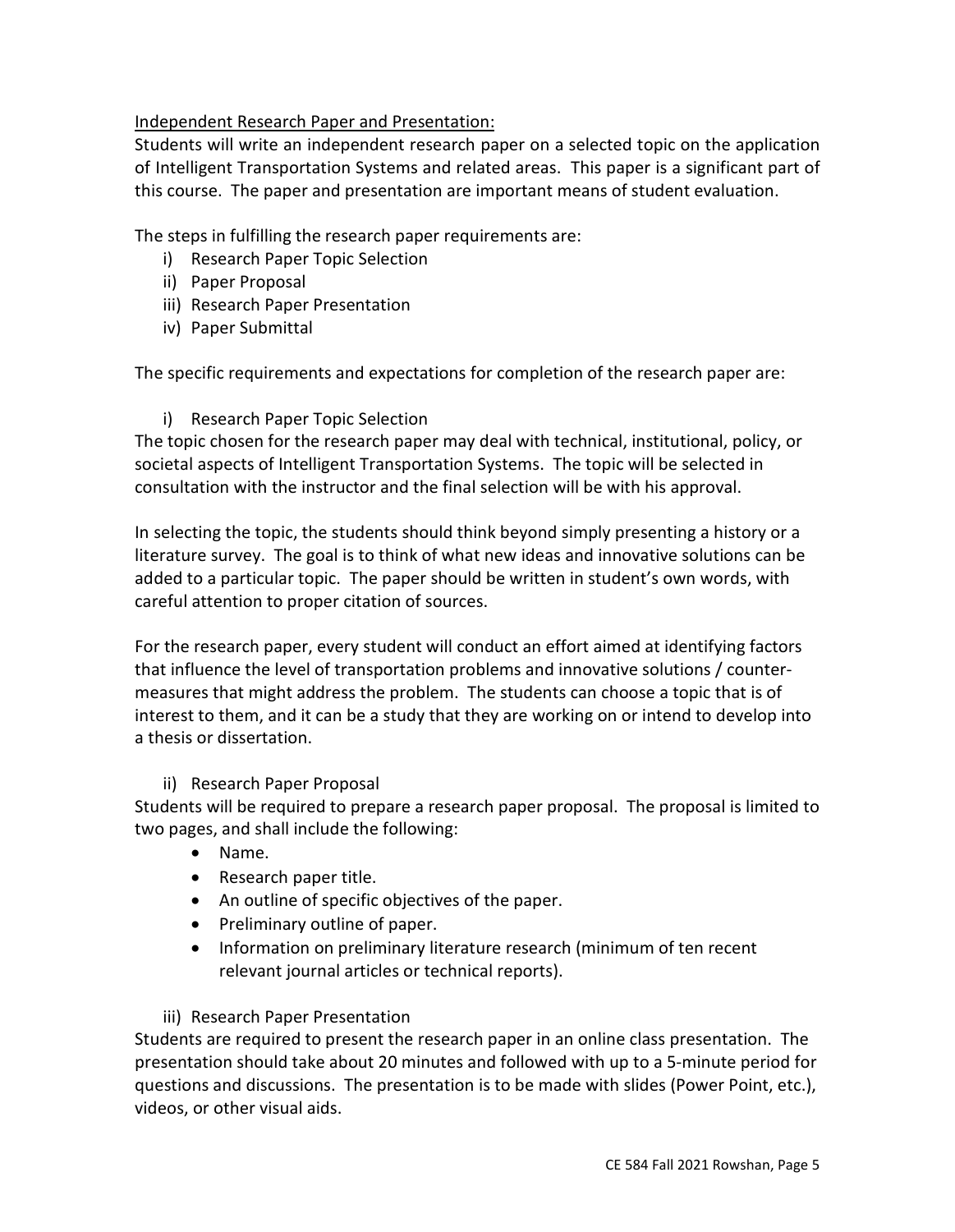## Independent Research Paper and Presentation:

Students will write an independent research paper on a selected topic on the application of Intelligent Transportation Systems and related areas. This paper is a significant part of this course. The paper and presentation are important means of student evaluation.

The steps in fulfilling the research paper requirements are:

i) Research Paper Topic Selection
ii) Paper Proposal
iii) Research Paper Presentation
iv) Paper Submittal

The specific requirements and expectations for completion of the research paper are:

### i) Research Paper Topic Selection

The topic chosen for the research paper may deal with technical, institutional, policy, or societal aspects of Intelligent Transportation Systems. The topic will be selected in consultation with the instructor and the final selection will be with his approval.

In selecting the topic, the students should think beyond simply presenting a history or a literature survey. The goal is to think of what new ideas and innovative solutions can be added to a particular topic. The paper should be written in student's own words, with careful attention to proper citation of sources.

For the research paper, every student will conduct an effort aimed at identifying factors that influence the level of transportation problems and innovative solutions / counter-measures that might address the problem. The students can choose a topic that is of interest to them, and it can be a study that they are working on or intend to develop into a thesis or dissertation.

### ii) Research Paper Proposal

Students will be required to prepare a research paper proposal. The proposal is limited to two pages, and shall include the following:

- Name.
- Research paper title.
- An outline of specific objectives of the paper.
- Preliminary outline of paper.
- Information on preliminary literature research (minimum of ten recent relevant journal articles or technical reports).

### iii) Research Paper Presentation

Students are required to present the research paper in an online class presentation. The presentation should take about 20 minutes and followed with up to a 5-minute period for questions and discussions. The presentation is to be made with slides (Power Point, etc.), videos, or other visual aids.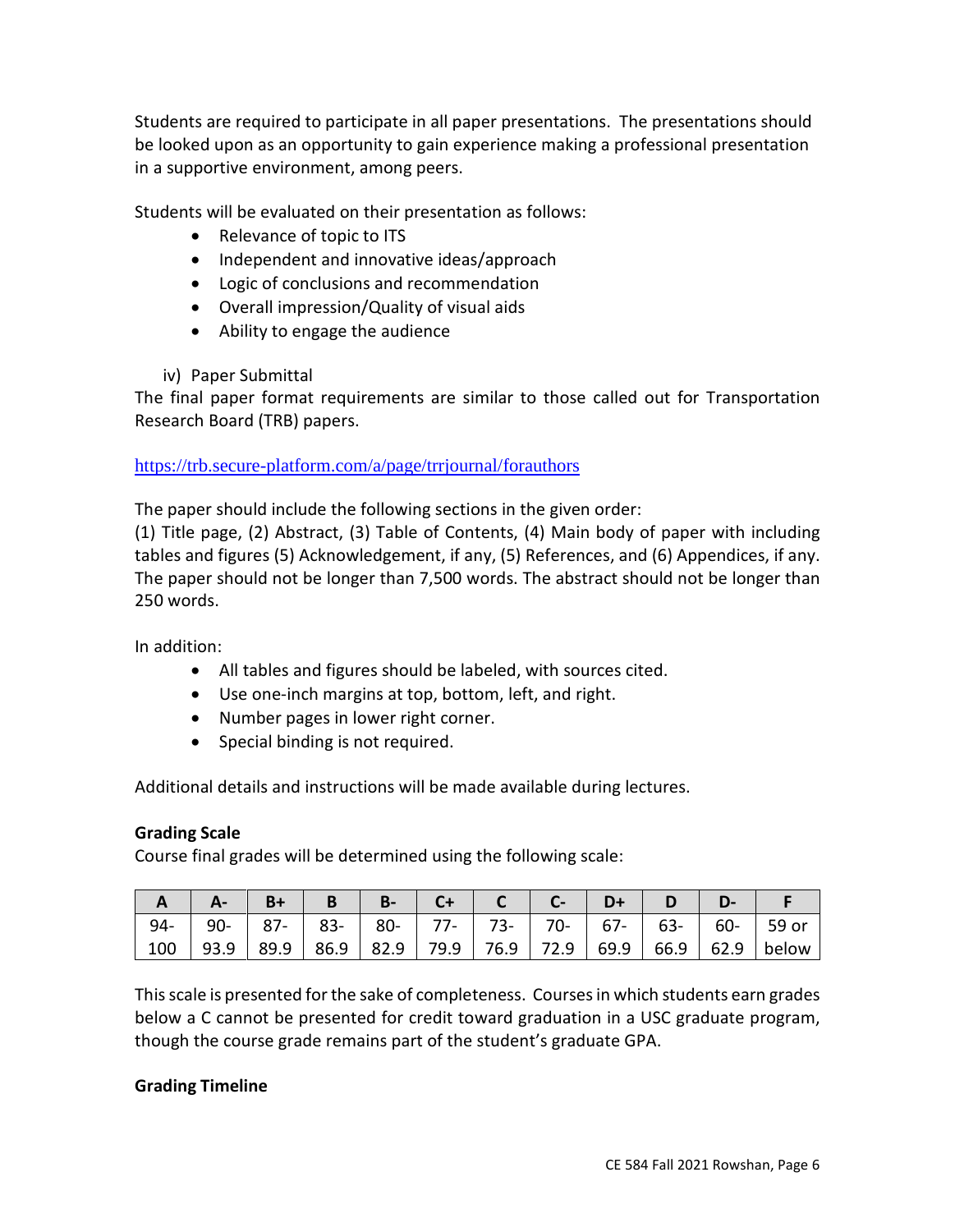Students are required to participate in all paper presentations. The presentations should be looked upon as an opportunity to gain experience making a professional presentation in a supportive environment, among peers.

Students will be evaluated on their presentation as follows:

- Relevance of topic to ITS
- Independent and innovative ideas/approach
- Logic of conclusions and recommendation
- Overall impression/Quality of visual aids
- Ability to engage the audience

iv) Paper Submittal

The final paper format requirements are similar to those called out for Transportation Research Board (TRB) papers.

https://trb.secure-platform.com/a/page/trrjournal/forauthors

The paper should include the following sections in the given order:
(1) Title page, (2) Abstract, (3) Table of Contents, (4) Main body of paper with including tables and figures (5) Acknowledgement, if any, (5) References, and (6) Appendices, if any. The paper should not be longer than 7,500 words. The abstract should not be longer than 250 words.

In addition:

- All tables and figures should be labeled, with sources cited.
- Use one-inch margins at top, bottom, left, and right.
- Number pages in lower right corner.
- Special binding is not required.

Additional details and instructions will be made available during lectures.

**Grading Scale**

Course final grades will be determined using the following scale:

| A | A- | B+ | B | B- | C+ | C | C- | D+ | D | D- | F |
|---|---|---|---|---|---|---|---|---|---|---|---|
| 94-100 | 90-93.9 | 87-89.9 | 83-86.9 | 80-82.9 | 77-79.9 | 73-76.9 | 70-72.9 | 67-69.9 | 63-66.9 | 60-62.9 | 59 or below |

This scale is presented for the sake of completeness. Courses in which students earn grades below a C cannot be presented for credit toward graduation in a USC graduate program, though the course grade remains part of the student's graduate GPA.

**Grading Timeline**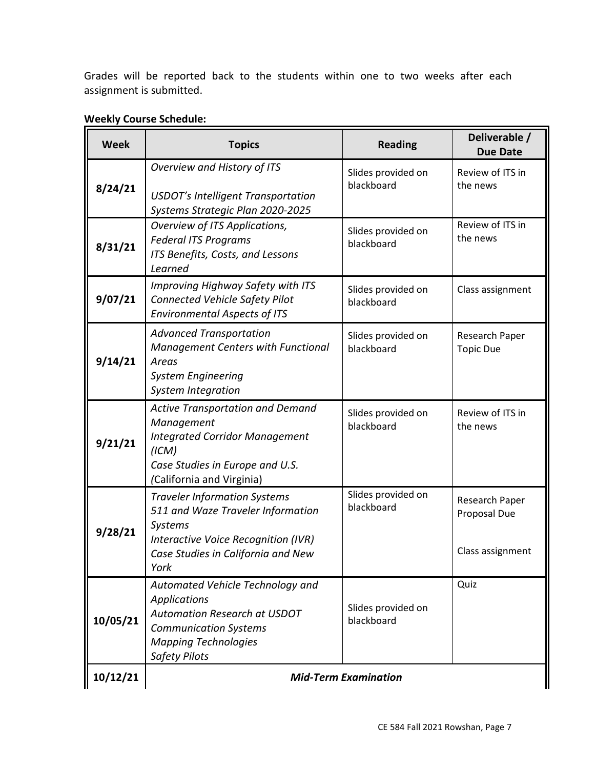Grades will be reported back to the students within one to two weeks after each assignment is submitted.

**Weekly Course Schedule:**

| Week | Topics | Reading | Deliverable / Due Date |
|---|---|---|---|
| **8/24/21** | *Overview and History of ITS*<br><br>*USDOT's Intelligent Transportation Systems Strategic Plan 2020-2025* | Slides provided on blackboard | Review of ITS in the news |
| **8/31/21** | *Overview of ITS Applications,*<br>*Federal ITS Programs*<br>*ITS Benefits, Costs, and Lessons Learned* | Slides provided on blackboard | Review of ITS in the news |
| **9/07/21** | *Improving Highway Safety with ITS*<br>*Connected Vehicle Safety Pilot*<br>*Environmental Aspects of ITS* | Slides provided on blackboard | Class assignment |
| **9/14/21** | *Advanced Transportation Management Centers with Functional Areas*<br>*System Engineering*<br>*System Integration* | Slides provided on blackboard | Research Paper Topic Due |
| **9/21/21** | *Active Transportation and Demand Management*<br>*Integrated Corridor Management (ICM)*<br>*Case Studies in Europe and U.S. (*California and Virginia) | Slides provided on blackboard | Review of ITS in the news |
| **9/28/21** | *Traveler Information Systems*<br>*511 and Waze Traveler Information Systems*<br>*Interactive Voice Recognition (IVR)*<br>*Case Studies in California and New York* | Slides provided on blackboard | Research Paper Proposal Due<br><br>Class assignment |
| **10/05/21** | *Automated Vehicle Technology and Applications*<br>*Automation Research at USDOT*<br>*Communication Systems*<br>*Mapping Technologies*<br>*Safety Pilots* | Slides provided on blackboard | Quiz |
| **10/12/21** | ***Mid-Term Examination*** | | |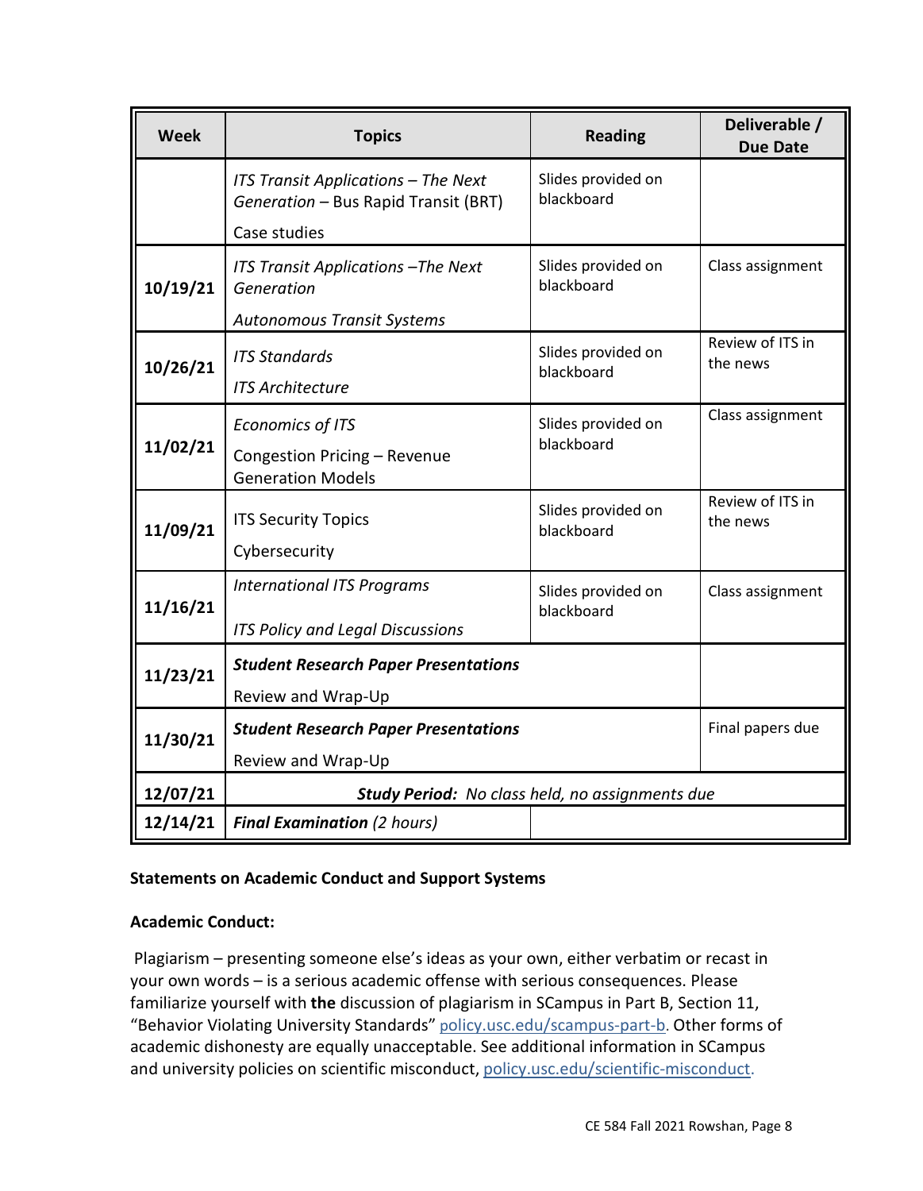| Week | Topics | Reading | Deliverable / Due Date |
|---|---|---|---|
| | *ITS Transit Applications – The Next Generation* – Bus Rapid Transit (BRT)<br>Case studies | Slides provided on blackboard | |
| **10/19/21** | *ITS Transit Applications –The Next Generation*<br>*Autonomous Transit Systems* | Slides provided on blackboard | Class assignment |
| **10/26/21** | *ITS Standards*<br>*ITS Architecture* | Slides provided on blackboard | Review of ITS in the news |
| **11/02/21** | *Economics of ITS*<br>Congestion Pricing – Revenue Generation Models | Slides provided on blackboard | Class assignment |
| **11/09/21** | ITS Security Topics<br>Cybersecurity | Slides provided on blackboard | Review of ITS in the news |
| **11/16/21** | *International ITS Programs*<br>*ITS Policy and Legal Discussions* | Slides provided on blackboard | Class assignment |
| **11/23/21** | ***Student Research Paper Presentations***<br>Review and Wrap-Up | | |
| **11/30/21** | ***Student Research Paper Presentations***<br>Review and Wrap-Up | | Final papers due |
| **12/07/21** | ***Study Period:*** *No class held, no assignments due* | | |
| **12/14/21** | ***Final Examination*** *(2 hours)* | | |

**Statements on Academic Conduct and Support Systems**

**Academic Conduct:**

Plagiarism – presenting someone else's ideas as your own, either verbatim or recast in your own words – is a serious academic offense with serious consequences. Please familiarize yourself with **the** discussion of plagiarism in SCampus in Part B, Section 11, "Behavior Violating University Standards" policy.usc.edu/scampus-part-b. Other forms of academic dishonesty are equally unacceptable. See additional information in SCampus and university policies on scientific misconduct, policy.usc.edu/scientific-misconduct.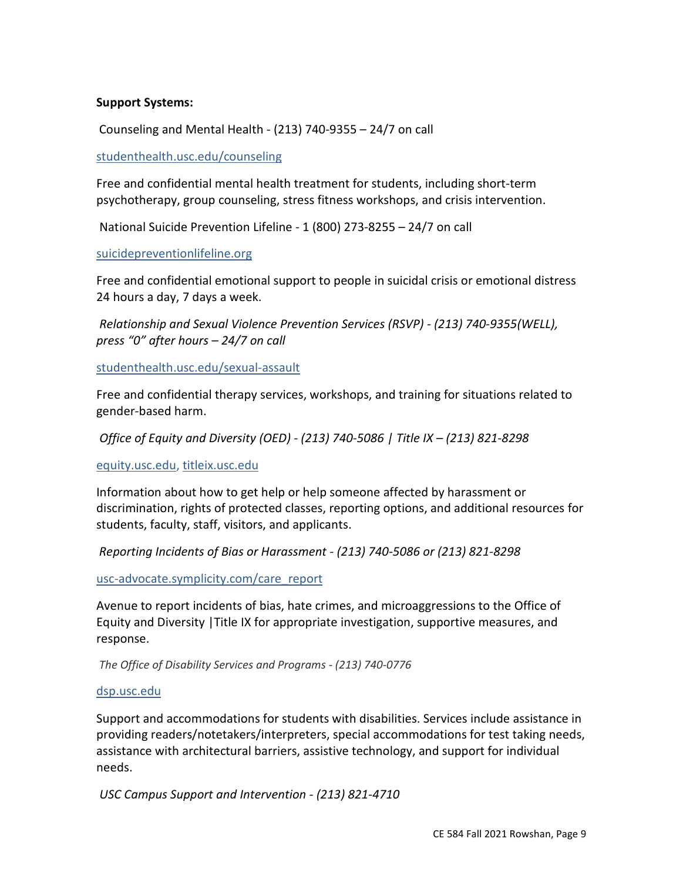**Support Systems:**

Counseling and Mental Health - (213) 740-9355 – 24/7 on call

studenthealth.usc.edu/counseling

Free and confidential mental health treatment for students, including short-term psychotherapy, group counseling, stress fitness workshops, and crisis intervention.

National Suicide Prevention Lifeline - 1 (800) 273-8255 – 24/7 on call

suicidepreventionlifeline.org

Free and confidential emotional support to people in suicidal crisis or emotional distress 24 hours a day, 7 days a week.

*Relationship and Sexual Violence Prevention Services (RSVP) - (213) 740-9355(WELL), press "0" after hours – 24/7 on call*

studenthealth.usc.edu/sexual-assault

Free and confidential therapy services, workshops, and training for situations related to gender-based harm.

*Office of Equity and Diversity (OED) - (213) 740-5086 | Title IX – (213) 821-8298*

equity.usc.edu, titleix.usc.edu

Information about how to get help or help someone affected by harassment or discrimination, rights of protected classes, reporting options, and additional resources for students, faculty, staff, visitors, and applicants.

*Reporting Incidents of Bias or Harassment - (213) 740-5086 or (213) 821-8298*

usc-advocate.symplicity.com/care_report

Avenue to report incidents of bias, hate crimes, and microaggressions to the Office of Equity and Diversity |Title IX for appropriate investigation, supportive measures, and response.

*The Office of Disability Services and Programs - (213) 740-0776*

dsp.usc.edu

Support and accommodations for students with disabilities. Services include assistance in providing readers/notetakers/interpreters, special accommodations for test taking needs, assistance with architectural barriers, assistive technology, and support for individual needs.

*USC Campus Support and Intervention - (213) 821-4710*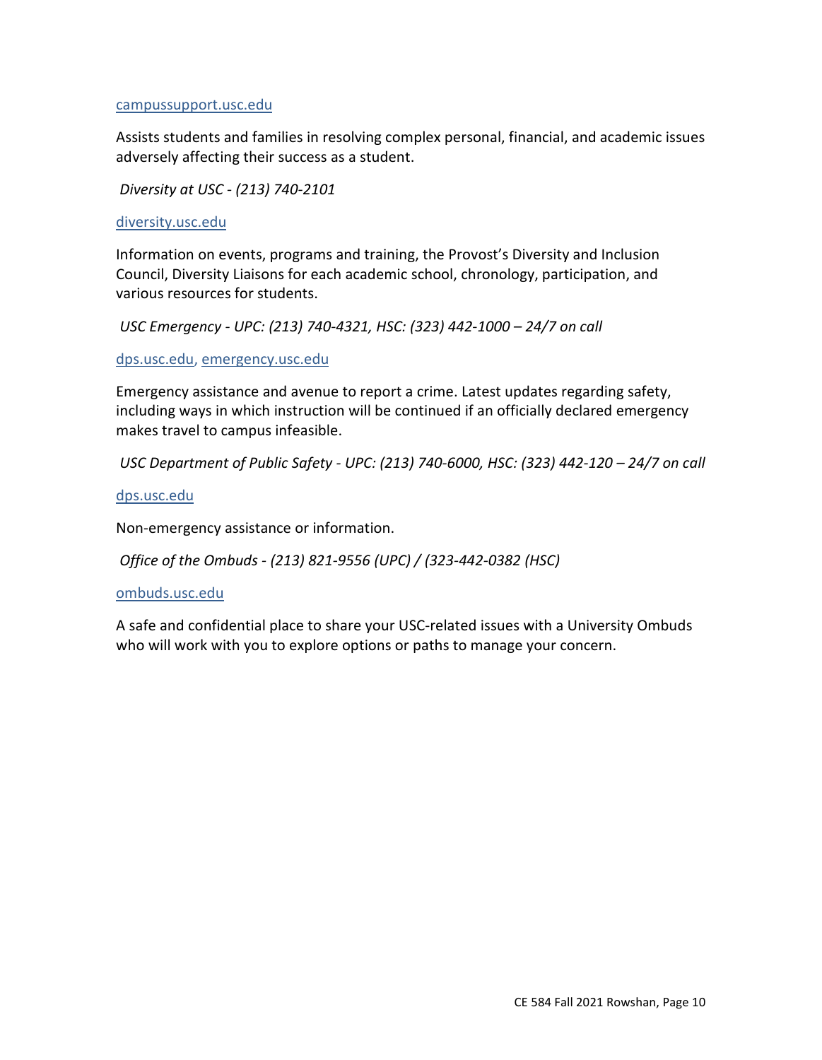campussupport.usc.edu

Assists students and families in resolving complex personal, financial, and academic issues adversely affecting their success as a student.

*Diversity at USC - (213) 740-2101*

diversity.usc.edu

Information on events, programs and training, the Provost's Diversity and Inclusion Council, Diversity Liaisons for each academic school, chronology, participation, and various resources for students.

*USC Emergency - UPC: (213) 740-4321, HSC: (323) 442-1000 – 24/7 on call*

dps.usc.edu, emergency.usc.edu

Emergency assistance and avenue to report a crime. Latest updates regarding safety, including ways in which instruction will be continued if an officially declared emergency makes travel to campus infeasible.

*USC Department of Public Safety - UPC: (213) 740-6000, HSC: (323) 442-120 – 24/7 on call*

dps.usc.edu

Non-emergency assistance or information.

*Office of the Ombuds - (213) 821-9556 (UPC) / (323-442-0382 (HSC)*

ombuds.usc.edu

A safe and confidential place to share your USC-related issues with a University Ombuds who will work with you to explore options or paths to manage your concern.